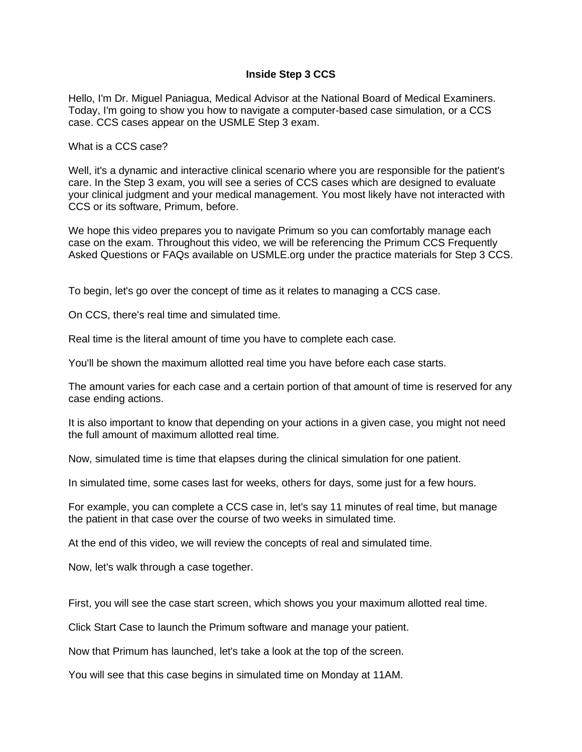# Inside Step 3 CCS

Hello, I'm Dr. Miguel Paniagua, Medical Advisor at the National Board of Medical Examiners. Today, I'm going to show you how to navigate a computer-based case simulation, or a CCS case. CCS cases appear on the USMLE Step 3 exam.

What is a CCS case?

Well, it's a dynamic and interactive clinical scenario where you are responsible for the patient's care. In the Step 3 exam, you will see a series of CCS cases which are designed to evaluate your clinical judgment and your medical management. You most likely have not interacted with CCS or its software, Primum, before.

We hope this video prepares you to navigate Primum so you can comfortably manage each case on the exam. Throughout this video, we will be referencing the Primum CCS Frequently Asked Questions or FAQs available on USMLE.org under the practice materials for Step 3 CCS.

To begin, let's go over the concept of time as it relates to managing a CCS case.

On CCS, there's real time and simulated time.

Real time is the literal amount of time you have to complete each case.

You'll be shown the maximum allotted real time you have before each case starts.

The amount varies for each case and a certain portion of that amount of time is reserved for any case ending actions.

It is also important to know that depending on your actions in a given case, you might not need the full amount of maximum allotted real time.

Now, simulated time is time that elapses during the clinical simulation for one patient.

In simulated time, some cases last for weeks, others for days, some just for a few hours.

For example, you can complete a CCS case in, let's say 11 minutes of real time, but manage the patient in that case over the course of two weeks in simulated time.

At the end of this video, we will review the concepts of real and simulated time.

Now, let's walk through a case together.

First, you will see the case start screen, which shows you your maximum allotted real time.

Click Start Case to launch the Primum software and manage your patient.

Now that Primum has launched, let's take a look at the top of the screen.

You will see that this case begins in simulated time on Monday at 11AM.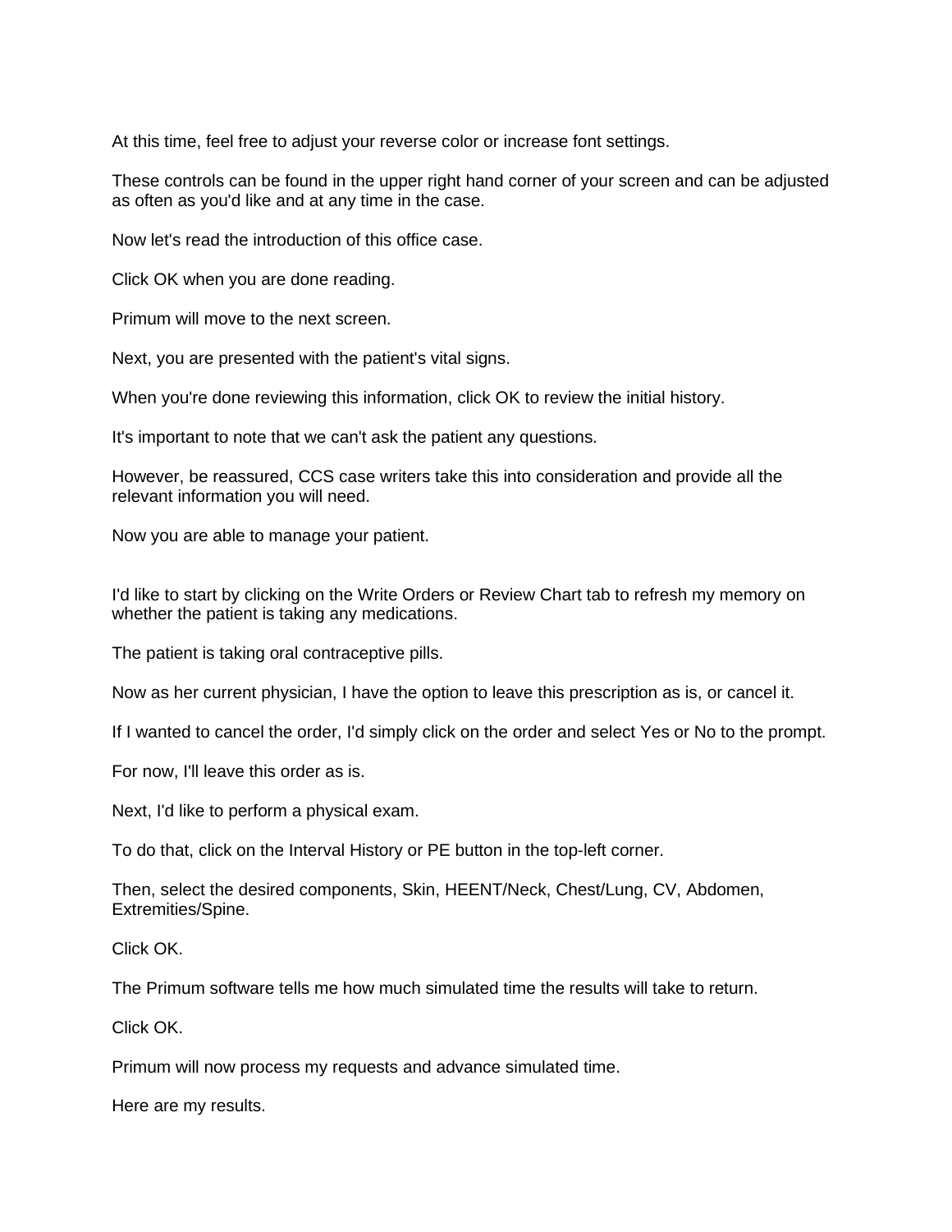At this time, feel free to adjust your reverse color or increase font settings.

These controls can be found in the upper right hand corner of your screen and can be adjusted as often as you'd like and at any time in the case.

Now let's read the introduction of this office case.

Click OK when you are done reading.

Primum will move to the next screen.

Next, you are presented with the patient's vital signs.

When you're done reviewing this information, click OK to review the initial history.

It's important to note that we can't ask the patient any questions.

However, be reassured, CCS case writers take this into consideration and provide all the relevant information you will need.

Now you are able to manage your patient.

I'd like to start by clicking on the Write Orders or Review Chart tab to refresh my memory on whether the patient is taking any medications.

The patient is taking oral contraceptive pills.

Now as her current physician, I have the option to leave this prescription as is, or cancel it.

If I wanted to cancel the order, I'd simply click on the order and select Yes or No to the prompt.

For now, I'll leave this order as is.

Next, I'd like to perform a physical exam.

To do that, click on the Interval History or PE button in the top-left corner.

Then, select the desired components, Skin, HEENT/Neck, Chest/Lung, CV, Abdomen, Extremities/Spine.

Click OK.

The Primum software tells me how much simulated time the results will take to return.

Click OK.

Primum will now process my requests and advance simulated time.

Here are my results.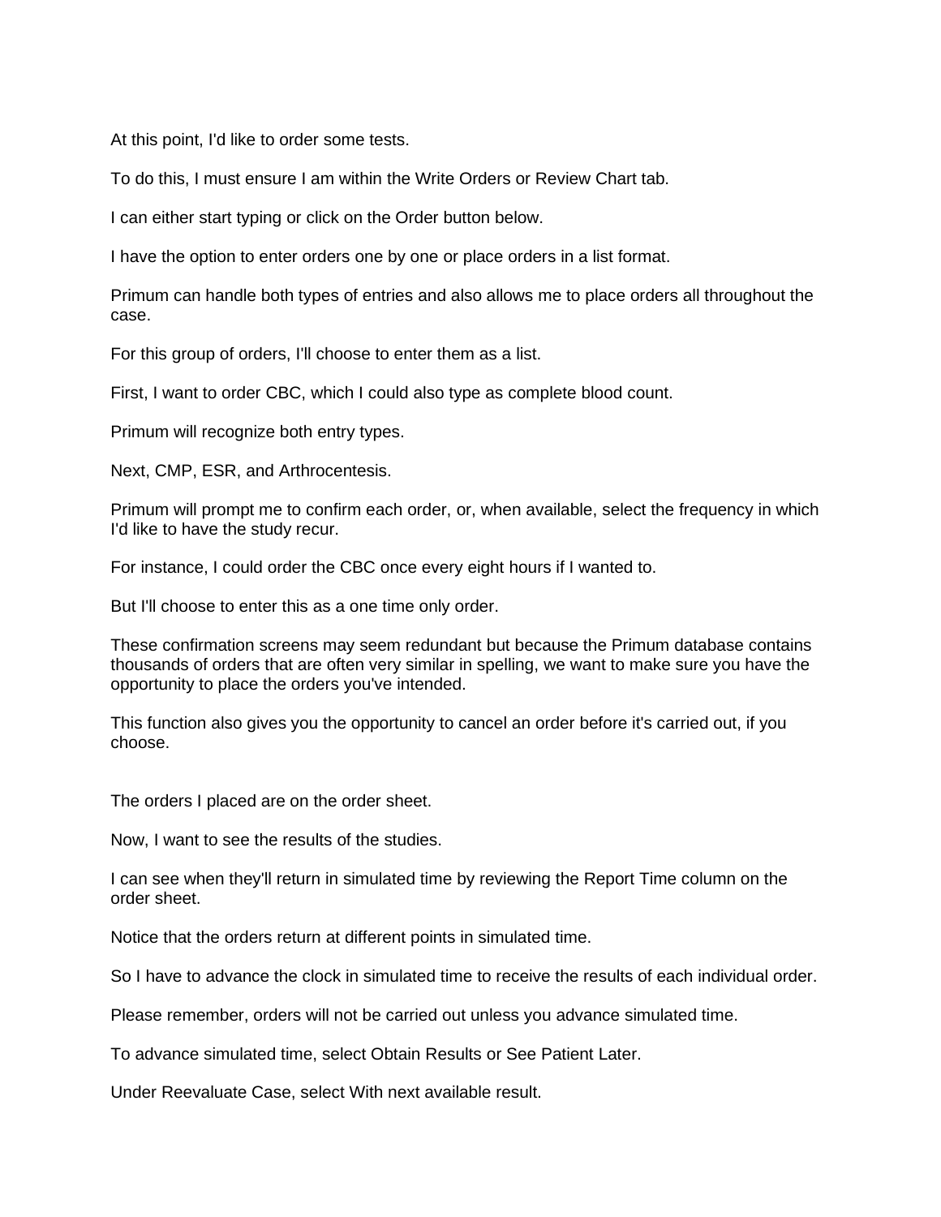At this point, I'd like to order some tests.

To do this, I must ensure I am within the Write Orders or Review Chart tab.

I can either start typing or click on the Order button below.

I have the option to enter orders one by one or place orders in a list format.

Primum can handle both types of entries and also allows me to place orders all throughout the case.

For this group of orders, I'll choose to enter them as a list.

First, I want to order CBC, which I could also type as complete blood count.

Primum will recognize both entry types.

Next, CMP, ESR, and Arthrocentesis.

Primum will prompt me to confirm each order, or, when available, select the frequency in which I'd like to have the study recur.

For instance, I could order the CBC once every eight hours if I wanted to.

But I'll choose to enter this as a one time only order.

These confirmation screens may seem redundant but because the Primum database contains thousands of orders that are often very similar in spelling, we want to make sure you have the opportunity to place the orders you've intended.

This function also gives you the opportunity to cancel an order before it's carried out, if you choose.

The orders I placed are on the order sheet.

Now, I want to see the results of the studies.

I can see when they'll return in simulated time by reviewing the Report Time column on the order sheet.

Notice that the orders return at different points in simulated time.

So I have to advance the clock in simulated time to receive the results of each individual order.

Please remember, orders will not be carried out unless you advance simulated time.

To advance simulated time, select Obtain Results or See Patient Later.

Under Reevaluate Case, select With next available result.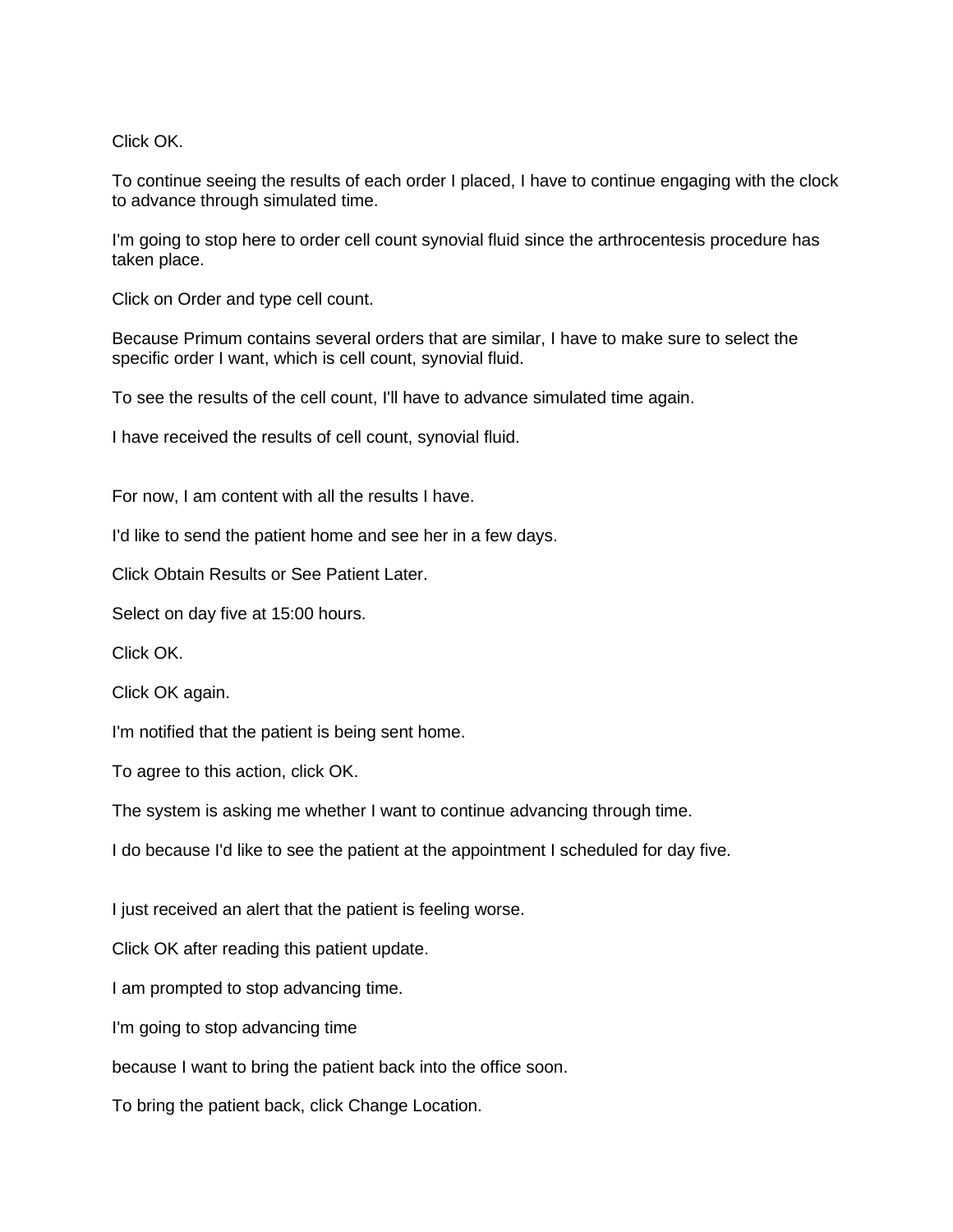Click OK.

To continue seeing the results of each order I placed, I have to continue engaging with the clock to advance through simulated time.

I'm going to stop here to order cell count synovial fluid since the arthrocentesis procedure has taken place.

Click on Order and type cell count.

Because Primum contains several orders that are similar, I have to make sure to select the specific order I want, which is cell count, synovial fluid.

To see the results of the cell count, I'll have to advance simulated time again.

I have received the results of cell count, synovial fluid.

For now, I am content with all the results I have.

I'd like to send the patient home and see her in a few days.

Click Obtain Results or See Patient Later.

Select on day five at 15:00 hours.

Click OK.

Click OK again.

I'm notified that the patient is being sent home.

To agree to this action, click OK.

The system is asking me whether I want to continue advancing through time.

I do because I'd like to see the patient at the appointment I scheduled for day five.

I just received an alert that the patient is feeling worse.

Click OK after reading this patient update.

I am prompted to stop advancing time.

I'm going to stop advancing time

because I want to bring the patient back into the office soon.

To bring the patient back, click Change Location.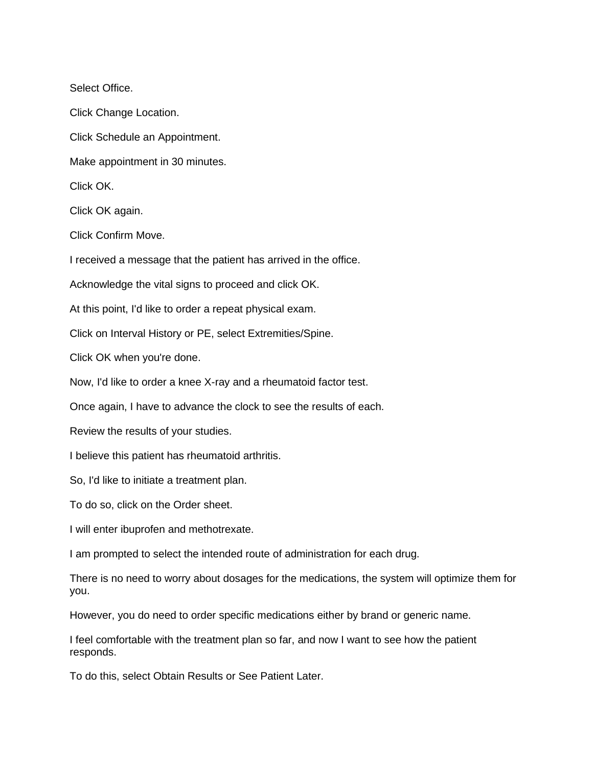Select Office.

Click Change Location.

Click Schedule an Appointment.

Make appointment in 30 minutes.

Click OK.

Click OK again.

Click Confirm Move.

I received a message that the patient has arrived in the office.

Acknowledge the vital signs to proceed and click OK.

At this point, I'd like to order a repeat physical exam.

Click on Interval History or PE, select Extremities/Spine.

Click OK when you're done.

Now, I'd like to order a knee X-ray and a rheumatoid factor test.

Once again, I have to advance the clock to see the results of each.

Review the results of your studies.

I believe this patient has rheumatoid arthritis.

So, I'd like to initiate a treatment plan.

To do so, click on the Order sheet.

I will enter ibuprofen and methotrexate.

I am prompted to select the intended route of administration for each drug.

There is no need to worry about dosages for the medications, the system will optimize them for you.

However, you do need to order specific medications either by brand or generic name.

I feel comfortable with the treatment plan so far, and now I want to see how the patient responds.

To do this, select Obtain Results or See Patient Later.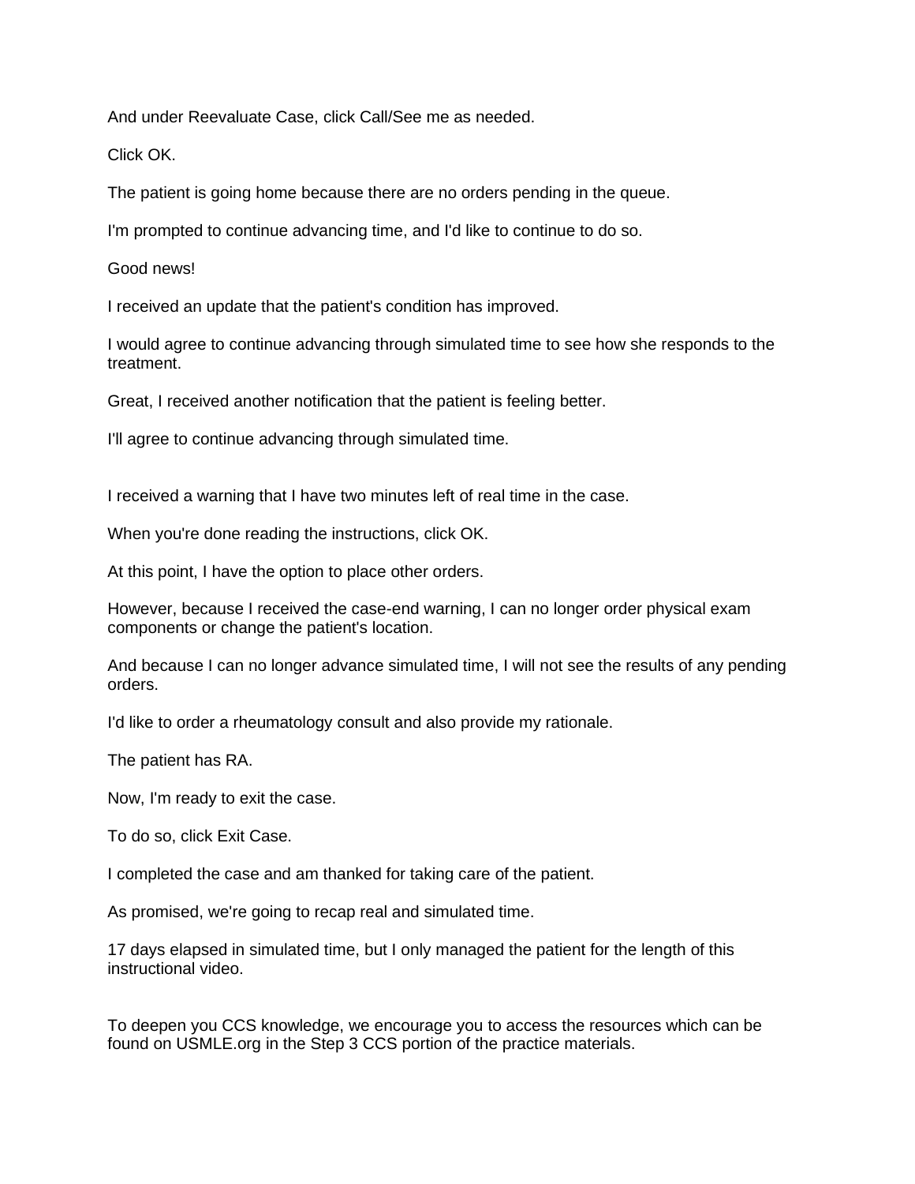And under Reevaluate Case, click Call/See me as needed.

Click OK.

The patient is going home because there are no orders pending in the queue.

I'm prompted to continue advancing time, and I'd like to continue to do so.

Good news!

I received an update that the patient's condition has improved.

I would agree to continue advancing through simulated time to see how she responds to the treatment.

Great, I received another notification that the patient is feeling better.

I'll agree to continue advancing through simulated time.

I received a warning that I have two minutes left of real time in the case.

When you're done reading the instructions, click OK.

At this point, I have the option to place other orders.

However, because I received the case-end warning, I can no longer order physical exam components or change the patient's location.

And because I can no longer advance simulated time, I will not see the results of any pending orders.

I'd like to order a rheumatology consult and also provide my rationale.

The patient has RA.

Now, I'm ready to exit the case.

To do so, click Exit Case.

I completed the case and am thanked for taking care of the patient.

As promised, we're going to recap real and simulated time.

17 days elapsed in simulated time, but I only managed the patient for the length of this instructional video.

To deepen you CCS knowledge, we encourage you to access the resources which can be found on USMLE.org in the Step 3 CCS portion of the practice materials.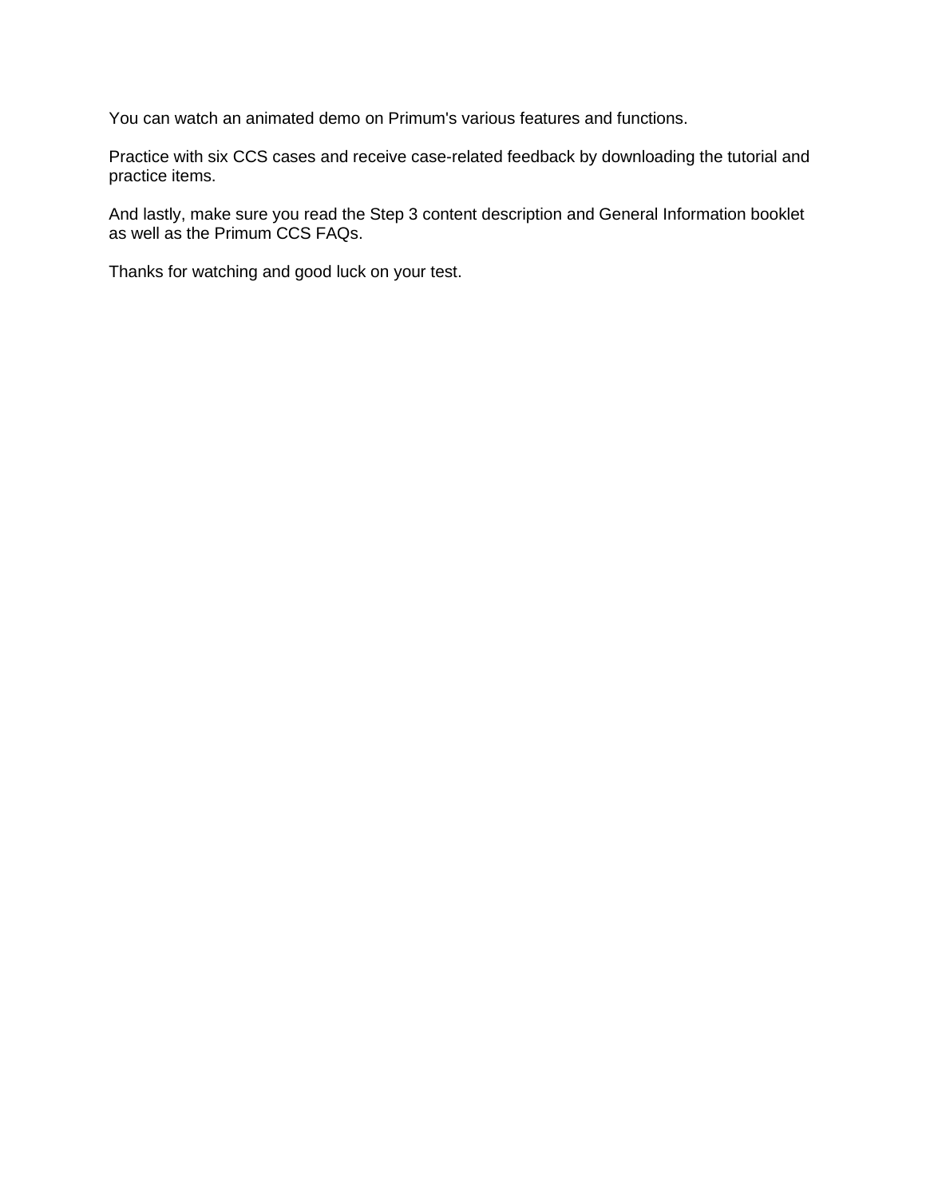You can watch an animated demo on Primum's various features and functions.

Practice with six CCS cases and receive case-related feedback by downloading the tutorial and practice items.

And lastly, make sure you read the Step 3 content description and General Information booklet as well as the Primum CCS FAQs.

Thanks for watching and good luck on your test.